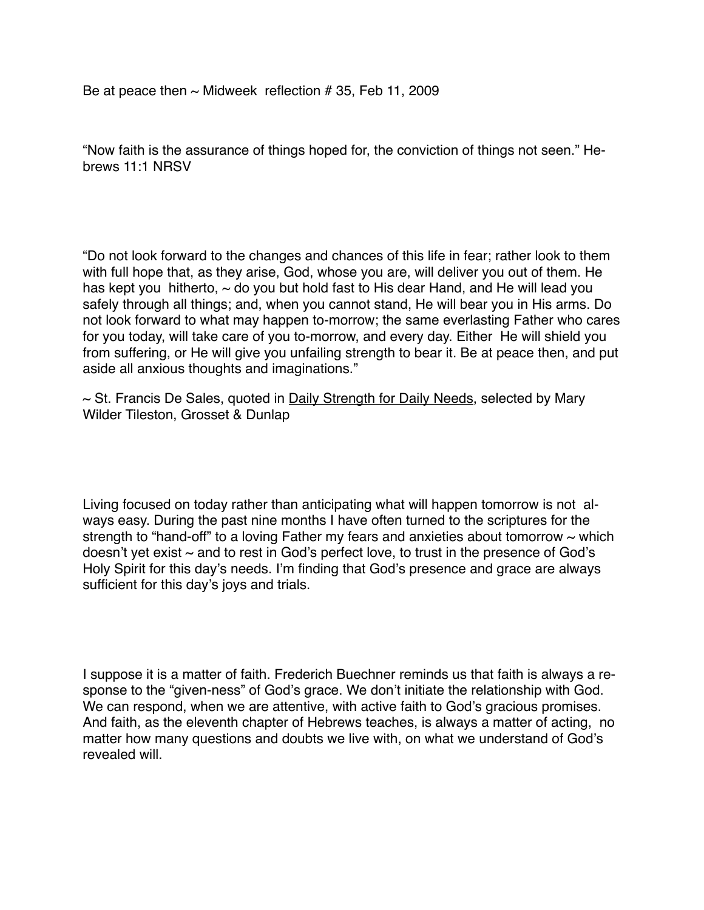Be at peace then ~ Midweek reflection # 35, Feb 11, 2009

"Now faith is the assurance of things hoped for, the conviction of things not seen." Hebrews 11:1 NRSV

"Do not look forward to the changes and chances of this life in fear; rather look to them with full hope that, as they arise, God, whose you are, will deliver you out of them. He has kept you hitherto, ~ do you but hold fast to His dear Hand, and He will lead you safely through all things; and, when you cannot stand, He will bear you in His arms. Do not look forward to what may happen to-morrow; the same everlasting Father who cares for you today, will take care of you to-morrow, and every day. Either He will shield you from suffering, or He will give you unfailing strength to bear it. Be at peace then, and put aside all anxious thoughts and imaginations."

~ St. Francis De Sales, quoted in <u>Daily Strength for Daily Needs</u>, selected by Mary Wilder Tileston, Grosset & Dunlap

Living focused on today rather than anticipating what will happen tomorrow is not always easy. During the past nine months I have often turned to the scriptures for the strength to "hand-off" to a loving Father my fears and anxieties about tomorrow ~ which doesn't yet exist ~ and to rest in God's perfect love, to trust in the presence of God's Holy Spirit for this day's needs. I'm finding that God's presence and grace are always sufficient for this day's joys and trials.

I suppose it is a matter of faith. Frederich Buechner reminds us that faith is always a response to the "given-ness" of God's grace. We don't initiate the relationship with God. We can respond, when we are attentive, with active faith to God's gracious promises. And faith, as the eleventh chapter of Hebrews teaches, is always a matter of acting, no matter how many questions and doubts we live with, on what we understand of God's revealed will.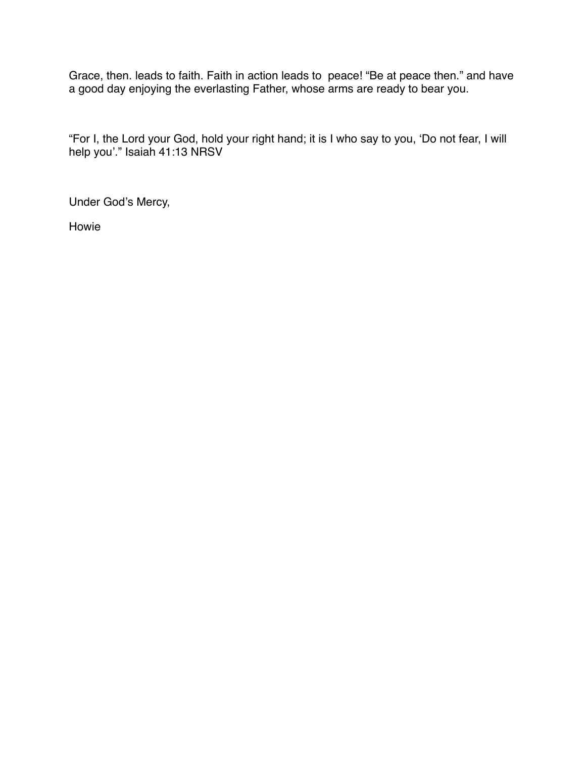Grace, then. leads to faith. Faith in action leads to peace! “Be at peace then.” and have a good day enjoying the everlasting Father, whose arms are ready to bear you.

“For I, the Lord your God, hold your right hand; it is I who say to you, ‘Do not fear, I will help you’.” Isaiah 41:13 NRSV

Under God’s Mercy,

Howie